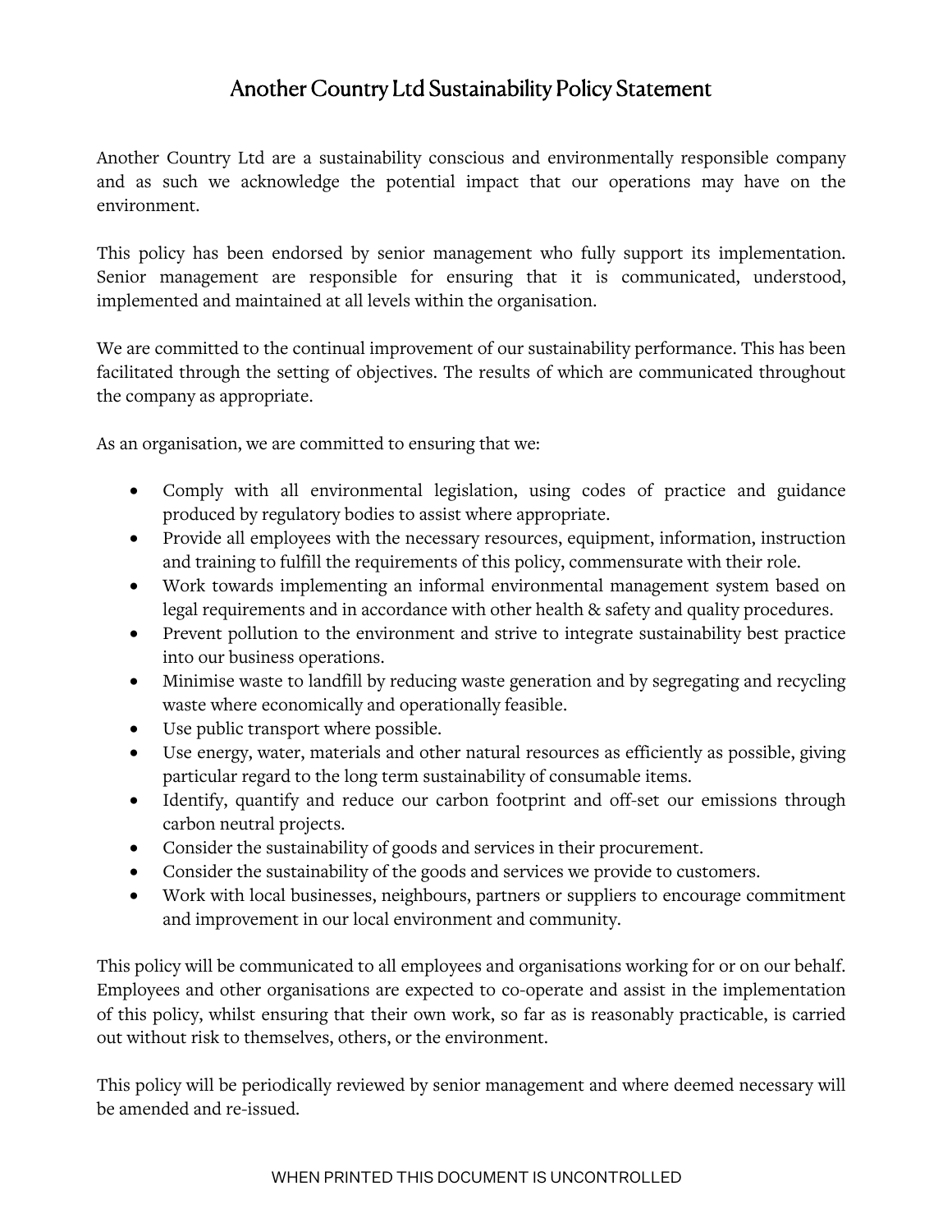# Another Country Ltd Sustainability Policy Statement

Another Country Ltd are a sustainability conscious and environmentally responsible company and as such we acknowledge the potential impact that our operations may have on the environment.

This policy has been endorsed by senior management who fully support its implementation. Senior management are responsible for ensuring that it is communicated, understood, implemented and maintained at all levels within the organisation.

We are committed to the continual improvement of our sustainability performance. This has been facilitated through the setting of objectives. The results of which are communicated throughout the company as appropriate.

As an organisation, we are committed to ensuring that we:

- Comply with all environmental legislation, using codes of practice and guidance produced by regulatory bodies to assist where appropriate.
- Provide all employees with the necessary resources, equipment, information, instruction and training to fulfill the requirements of this policy, commensurate with their role.
- Work towards implementing an informal environmental management system based on legal requirements and in accordance with other health & safety and quality procedures.
- Prevent pollution to the environment and strive to integrate sustainability best practice into our business operations.
- Minimise waste to landfill by reducing waste generation and by segregating and recycling waste where economically and operationally feasible.
- Use public transport where possible.
- Use energy, water, materials and other natural resources as efficiently as possible, giving particular regard to the long term sustainability of consumable items.
- Identify, quantify and reduce our carbon footprint and off-set our emissions through carbon neutral projects.
- Consider the sustainability of goods and services in their procurement.
- Consider the sustainability of the goods and services we provide to customers.
- Work with local businesses, neighbours, partners or suppliers to encourage commitment and improvement in our local environment and community.

This policy will be communicated to all employees and organisations working for or on our behalf. Employees and other organisations are expected to co-operate and assist in the implementation of this policy, whilst ensuring that their own work, so far as is reasonably practicable, is carried out without risk to themselves, others, or the environment.

This policy will be periodically reviewed by senior management and where deemed necessary will be amended and re-issued.

WHEN PRINTED THIS DOCUMENT IS UNCONTROLLED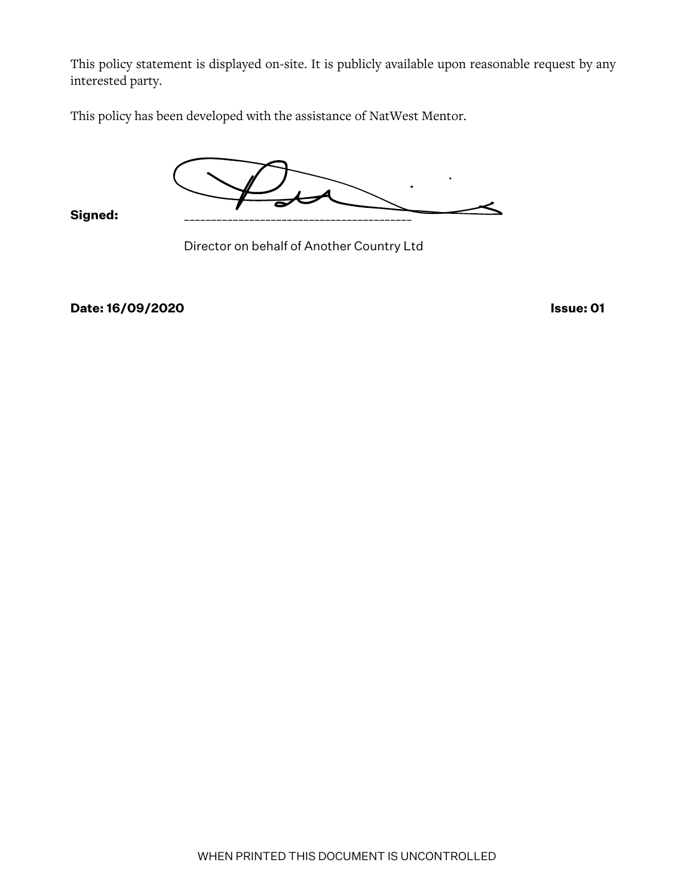This policy statement is displayed on-site. It is publicly available upon reasonable request by any interested party.

This policy has been developed with the assistance of NatWest Mentor.

**Signed:** ________________________________________

Director on behalf of Another Country Ltd

**Date: 16/09/2020** **Issue: 01**

WHEN PRINTED THIS DOCUMENT IS UNCONTROLLED